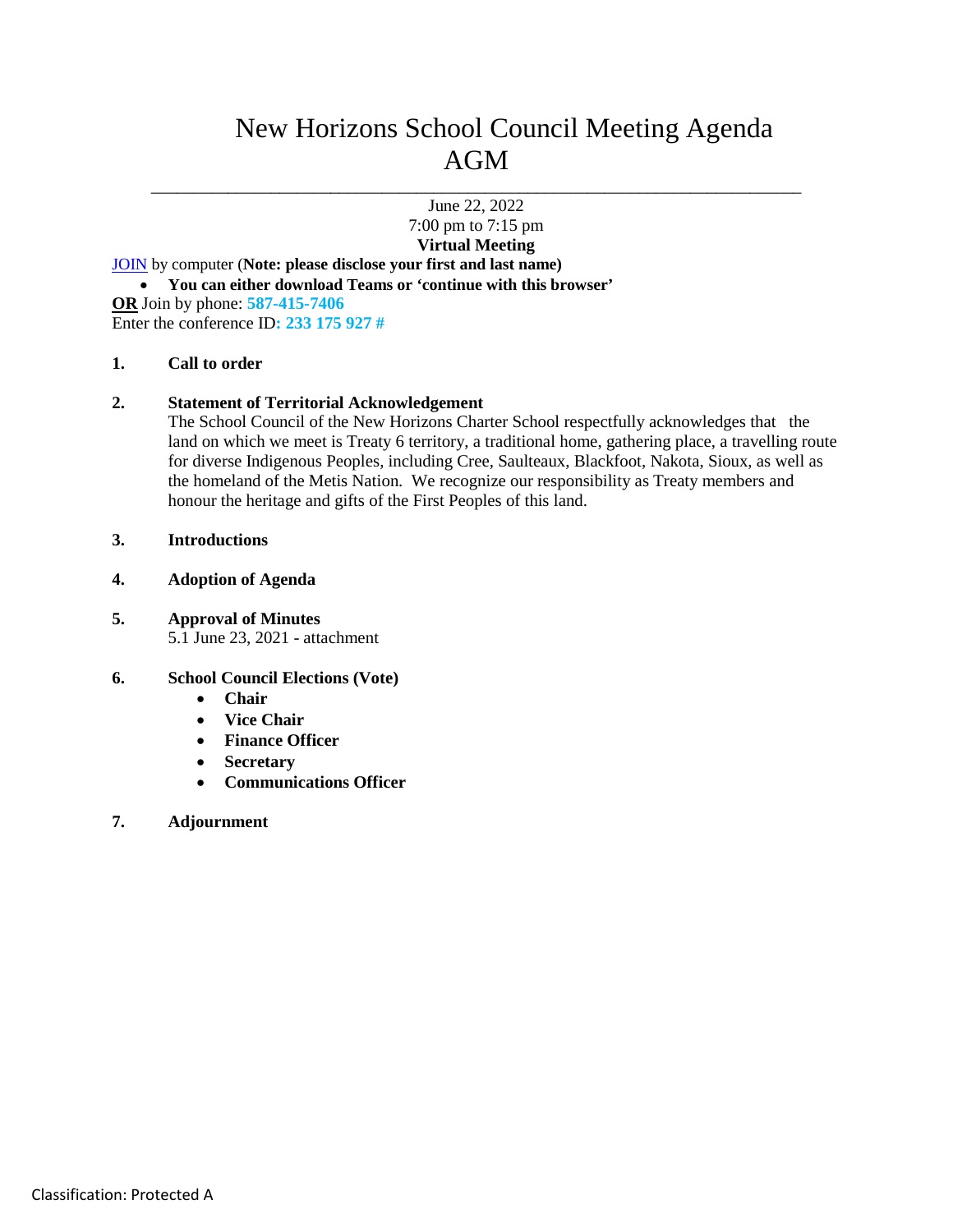# New Horizons School Council Meeting Agenda
# AGM

---

June 22, 2022
7:00 pm to 7:15 pm
**Virtual Meeting**

[JOIN] by computer (**Note: please disclose your first and last name)**

- **You can either download Teams or 'continue with this browser'**

**OR** Join by phone: **587-415-7406**
Enter the conference ID**: 233 175 927 #**

**1. Call to order**

**2. Statement of Territorial Acknowledgement**

The School Council of the New Horizons Charter School respectfully acknowledges that the land on which we meet is Treaty 6 territory, a traditional home, gathering place, a travelling route for diverse Indigenous Peoples, including Cree, Saulteaux, Blackfoot, Nakota, Sioux, as well as the homeland of the Metis Nation. We recognize our responsibility as Treaty members and honour the heritage and gifts of the First Peoples of this land.

**3. Introductions**

**4. Adoption of Agenda**

**5. Approval of Minutes**

5.1 June 23, 2021 - attachment

**6. School Council Elections (Vote)**

- **Chair**
- **Vice Chair**
- **Finance Officer**
- **Secretary**
- **Communications Officer**

**7. Adjournment**

Classification: Protected A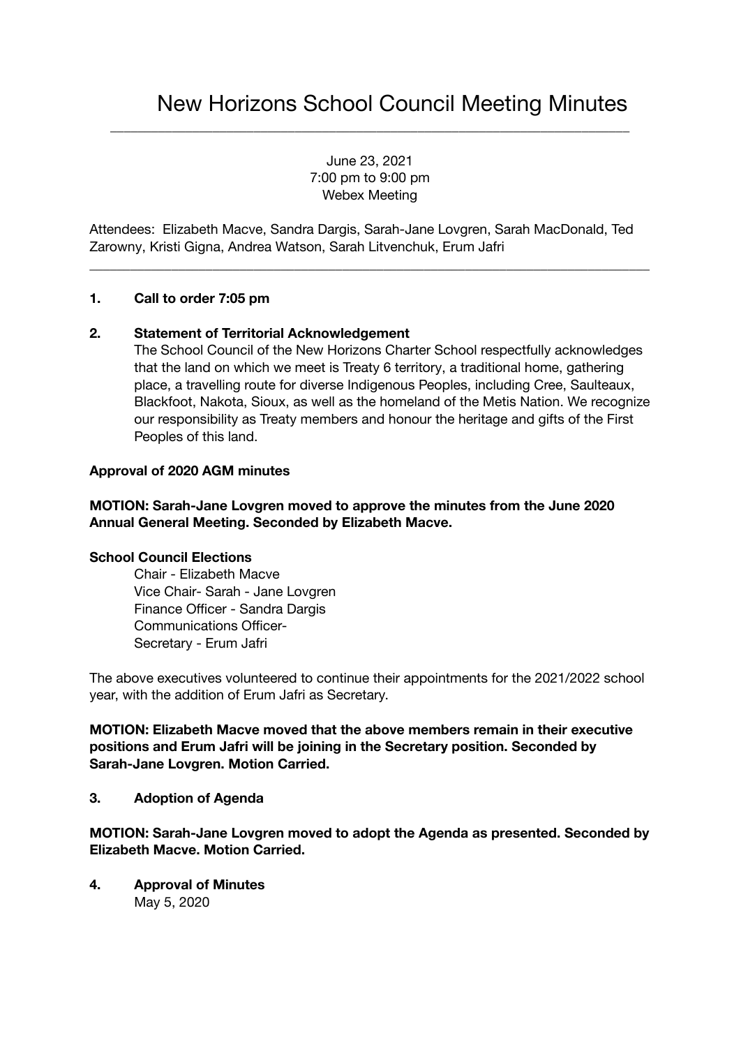# New Horizons School Council Meeting Minutes

June 23, 2021
7:00 pm to 9:00 pm
Webex Meeting

Attendees: Elizabeth Macve, Sandra Dargis, Sarah-Jane Lovgren, Sarah MacDonald, Ted Zarowny, Kristi Gigna, Andrea Watson, Sarah Litvenchuk, Erum Jafri

---

**1. Call to order 7:05 pm**

**2. Statement of Territorial Acknowledgement**

The School Council of the New Horizons Charter School respectfully acknowledges that the land on which we meet is Treaty 6 territory, a traditional home, gathering place, a travelling route for diverse Indigenous Peoples, including Cree, Saulteaux, Blackfoot, Nakota, Sioux, as well as the homeland of the Metis Nation. We recognize our responsibility as Treaty members and honour the heritage and gifts of the First Peoples of this land.

**Approval of 2020 AGM minutes**

**MOTION: Sarah-Jane Lovgren moved to approve the minutes from the June 2020 Annual General Meeting. Seconded by Elizabeth Macve.**

**School Council Elections**

Chair - Elizabeth Macve
Vice Chair- Sarah - Jane Lovgren
Finance Officer - Sandra Dargis
Communications Officer-
Secretary - Erum Jafri

The above executives volunteered to continue their appointments for the 2021/2022 school year, with the addition of Erum Jafri as Secretary.

**MOTION: Elizabeth Macve moved that the above members remain in their executive positions and Erum Jafri will be joining in the Secretary position. Seconded by Sarah-Jane Lovgren. Motion Carried.**

**3. Adoption of Agenda**

**MOTION: Sarah-Jane Lovgren moved to adopt the Agenda as presented. Seconded by Elizabeth Macve. Motion Carried.**

**4. Approval of Minutes**

May 5, 2020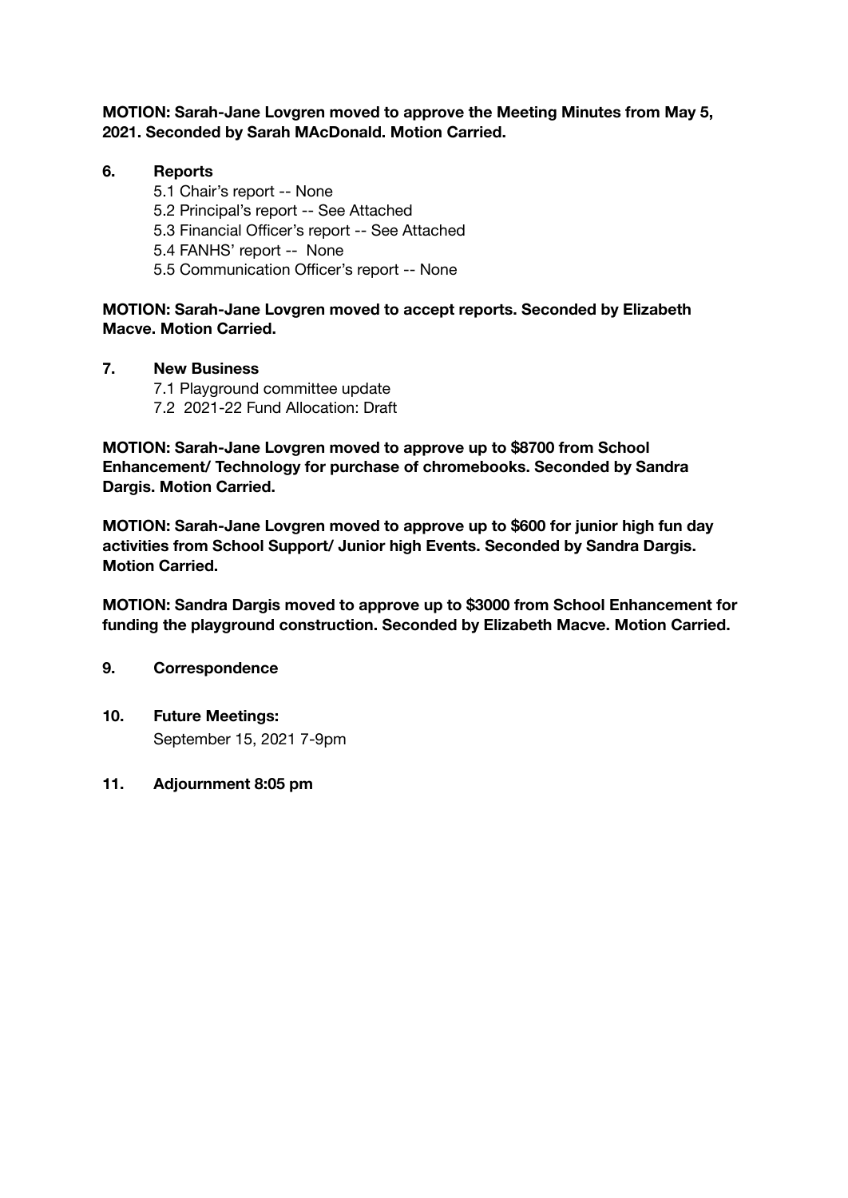**MOTION: Sarah-Jane Lovgren moved to approve the Meeting Minutes from May 5, 2021. Seconded by Sarah MAcDonald. Motion Carried.**

**6. Reports**

5.1 Chair's report -- None
5.2 Principal's report -- See Attached
5.3 Financial Officer's report -- See Attached
5.4 FANHS' report -- None
5.5 Communication Officer's report -- None

**MOTION: Sarah-Jane Lovgren moved to accept reports. Seconded by Elizabeth Macve. Motion Carried.**

**7. New Business**

7.1 Playground committee update
7.2 2021-22 Fund Allocation: Draft

**MOTION: Sarah-Jane Lovgren moved to approve up to $8700 from School Enhancement/ Technology for purchase of chromebooks. Seconded by Sandra Dargis. Motion Carried.**

**MOTION: Sarah-Jane Lovgren moved to approve up to $600 for junior high fun day activities from School Support/ Junior high Events. Seconded by Sandra Dargis. Motion Carried.**

**MOTION: Sandra Dargis moved to approve up to $3000 from School Enhancement for funding the playground construction. Seconded by Elizabeth Macve. Motion Carried.**

**9. Correspondence**

**10. Future Meetings:**

September 15, 2021 7-9pm

**11. Adjournment 8:05 pm**